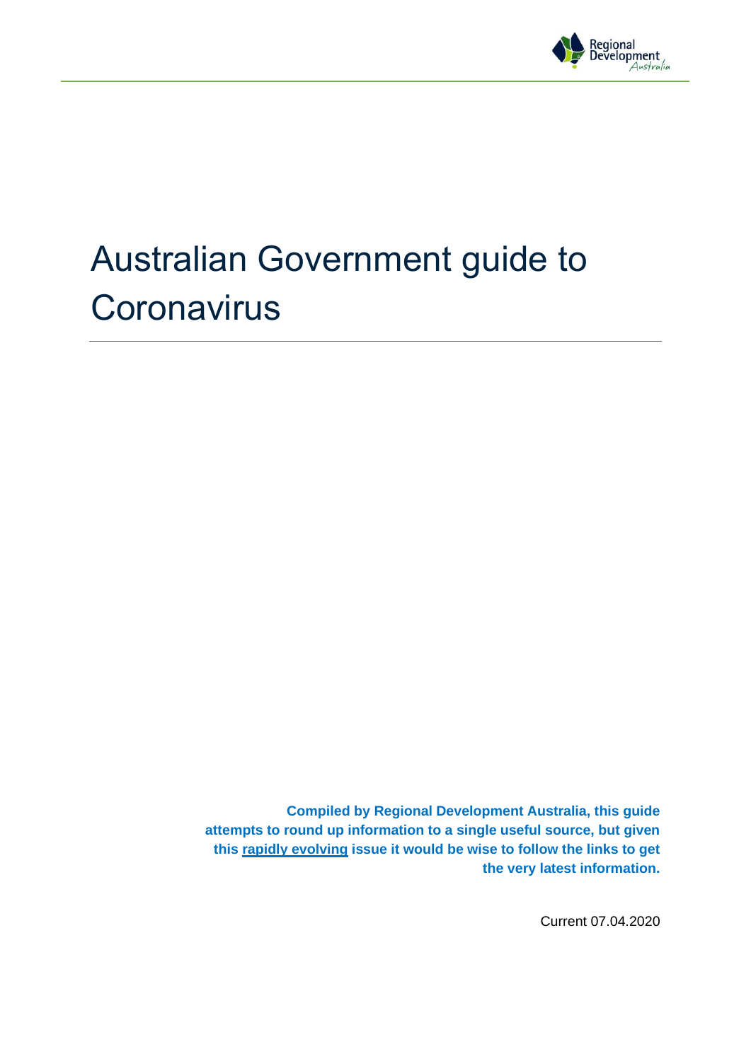# Australian Government guide to Coronavirus

**Compiled by Regional Development Australia, this guide attempts to round up information to a single useful source, but given this rapidly evolving issue it would be wise to follow the links to get the very latest information.**

Current 07.04.2020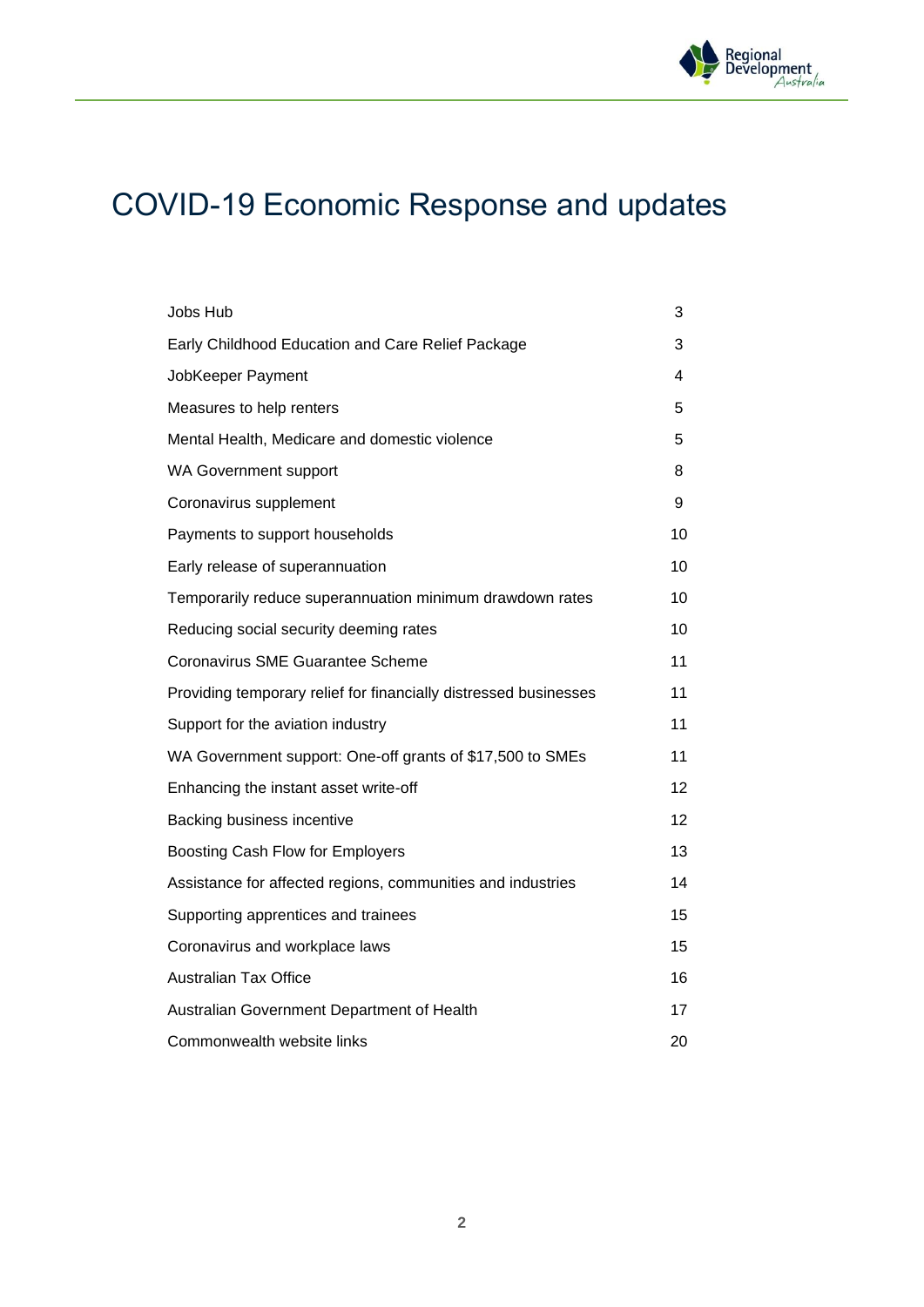# COVID-19 Economic Response and updates

| | |
|---|---|
| Jobs Hub | 3 |
| Early Childhood Education and Care Relief Package | 3 |
| JobKeeper Payment | 4 |
| Measures to help renters | 5 |
| Mental Health, Medicare and domestic violence | 5 |
| WA Government support | 8 |
| Coronavirus supplement | 9 |
| Payments to support households | 10 |
| Early release of superannuation | 10 |
| Temporarily reduce superannuation minimum drawdown rates | 10 |
| Reducing social security deeming rates | 10 |
| Coronavirus SME Guarantee Scheme | 11 |
| Providing temporary relief for financially distressed businesses | 11 |
| Support for the aviation industry | 11 |
| WA Government support: One-off grants of $17,500 to SMEs | 11 |
| Enhancing the instant asset write-off | 12 |
| Backing business incentive | 12 |
| Boosting Cash Flow for Employers | 13 |
| Assistance for affected regions, communities and industries | 14 |
| Supporting apprentices and trainees | 15 |
| Coronavirus and workplace laws | 15 |
| Australian Tax Office | 16 |
| Australian Government Department of Health | 17 |
| Commonwealth website links | 20 |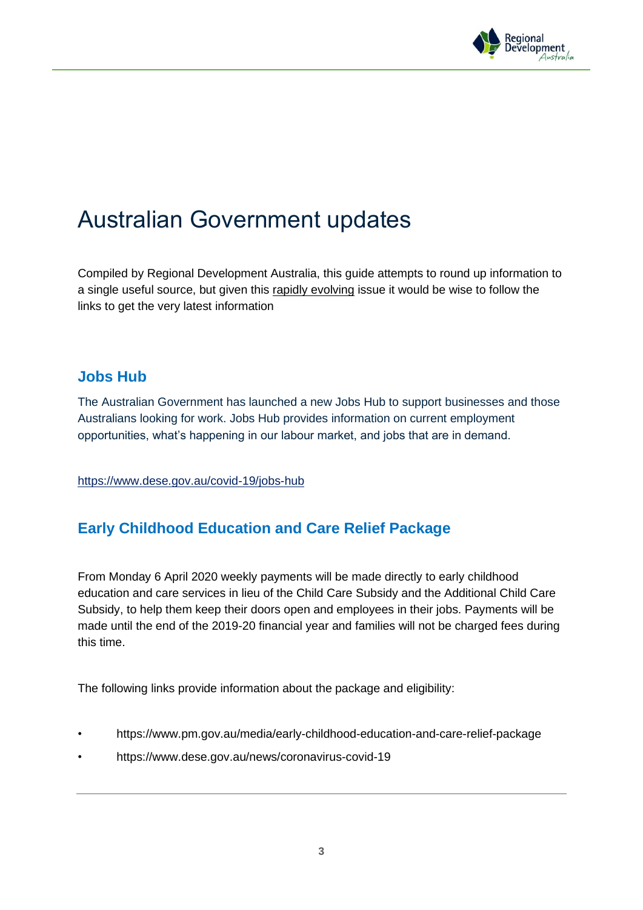# Australian Government updates

Compiled by Regional Development Australia, this guide attempts to round up information to a single useful source, but given this rapidly evolving issue it would be wise to follow the links to get the very latest information

## Jobs Hub

The Australian Government has launched a new Jobs Hub to support businesses and those Australians looking for work. Jobs Hub provides information on current employment opportunities, what's happening in our labour market, and jobs that are in demand.

https://www.dese.gov.au/covid-19/jobs-hub

## Early Childhood Education and Care Relief Package

From Monday 6 April 2020 weekly payments will be made directly to early childhood education and care services in lieu of the Child Care Subsidy and the Additional Child Care Subsidy, to help them keep their doors open and employees in their jobs. Payments will be made until the end of the 2019-20 financial year and families will not be charged fees during this time.

The following links provide information about the package and eligibility:

- https://www.pm.gov.au/media/early-childhood-education-and-care-relief-package
- https://www.dese.gov.au/news/coronavirus-covid-19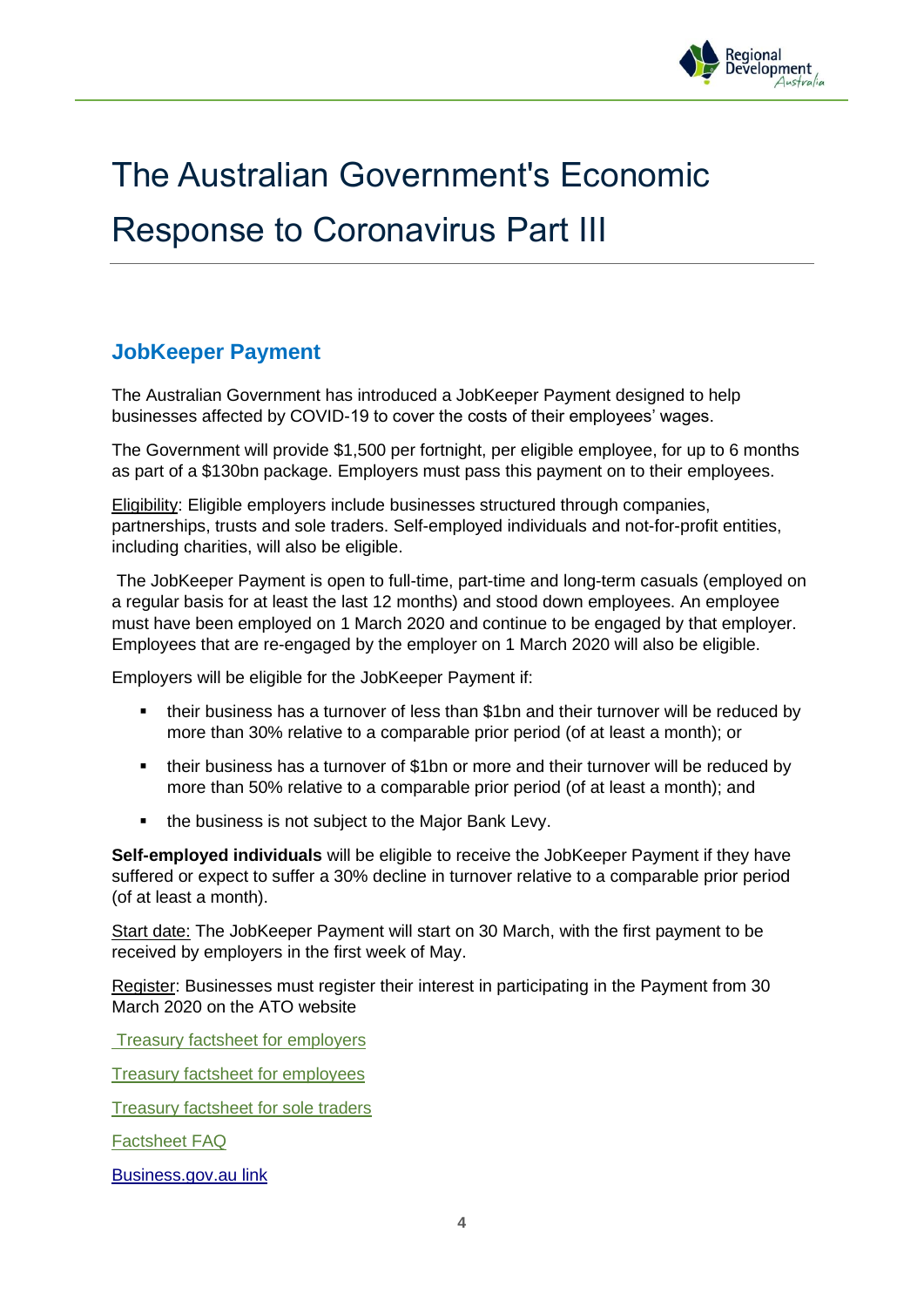# The Australian Government's Economic Response to Coronavirus Part III

## JobKeeper Payment

The Australian Government has introduced a JobKeeper Payment designed to help businesses affected by COVID-19 to cover the costs of their employees' wages.

The Government will provide $1,500 per fortnight, per eligible employee, for up to 6 months as part of a $130bn package. Employers must pass this payment on to their employees.

Eligibility: Eligible employers include businesses structured through companies, partnerships, trusts and sole traders. Self-employed individuals and not-for-profit entities, including charities, will also be eligible.

The JobKeeper Payment is open to full-time, part-time and long-term casuals (employed on a regular basis for at least the last 12 months) and stood down employees. An employee must have been employed on 1 March 2020 and continue to be engaged by that employer. Employees that are re-engaged by the employer on 1 March 2020 will also be eligible.

Employers will be eligible for the JobKeeper Payment if:

- their business has a turnover of less than $1bn and their turnover will be reduced by more than 30% relative to a comparable prior period (of at least a month); or
- their business has a turnover of $1bn or more and their turnover will be reduced by more than 50% relative to a comparable prior period (of at least a month); and
- the business is not subject to the Major Bank Levy.

**Self-employed individuals** will be eligible to receive the JobKeeper Payment if they have suffered or expect to suffer a 30% decline in turnover relative to a comparable prior period (of at least a month).

Start date: The JobKeeper Payment will start on 30 March, with the first payment to be received by employers in the first week of May.

Register: Businesses must register their interest in participating in the Payment from 30 March 2020 on the ATO website

Treasury factsheet for employers

Treasury factsheet for employees

Treasury factsheet for sole traders

Factsheet FAQ

Business.gov.au link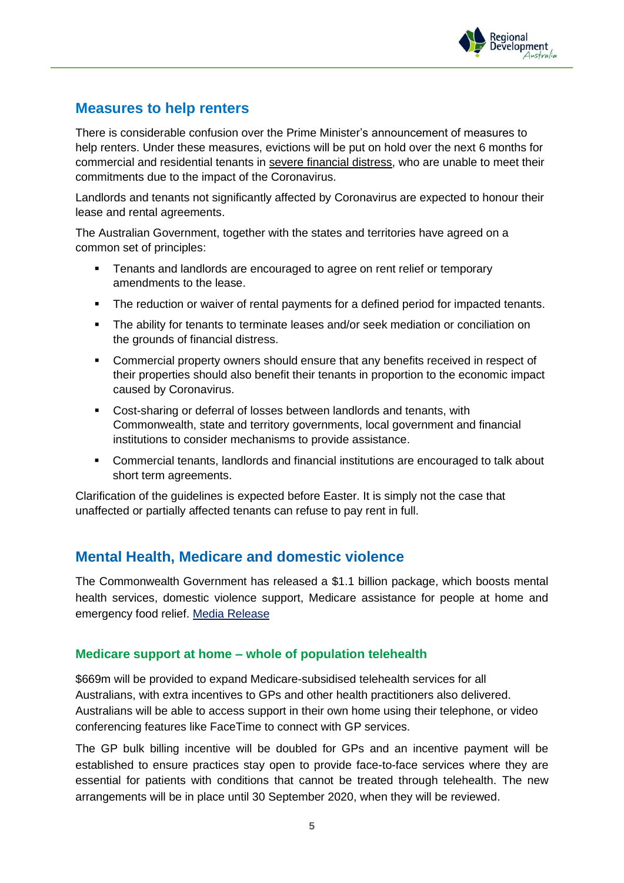## Measures to help renters

There is considerable confusion over the Prime Minister's announcement of measures to help renters. Under these measures, evictions will be put on hold over the next 6 months for commercial and residential tenants in severe financial distress, who are unable to meet their commitments due to the impact of the Coronavirus.

Landlords and tenants not significantly affected by Coronavirus are expected to honour their lease and rental agreements.

The Australian Government, together with the states and territories have agreed on a common set of principles:

- Tenants and landlords are encouraged to agree on rent relief or temporary amendments to the lease.
- The reduction or waiver of rental payments for a defined period for impacted tenants.
- The ability for tenants to terminate leases and/or seek mediation or conciliation on the grounds of financial distress.
- Commercial property owners should ensure that any benefits received in respect of their properties should also benefit their tenants in proportion to the economic impact caused by Coronavirus.
- Cost-sharing or deferral of losses between landlords and tenants, with Commonwealth, state and territory governments, local government and financial institutions to consider mechanisms to provide assistance.
- Commercial tenants, landlords and financial institutions are encouraged to talk about short term agreements.

Clarification of the guidelines is expected before Easter. It is simply not the case that unaffected or partially affected tenants can refuse to pay rent in full.

## Mental Health, Medicare and domestic violence

The Commonwealth Government has released a $1.1 billion package, which boosts mental health services, domestic violence support, Medicare assistance for people at home and emergency food relief. Media Release

### Medicare support at home – whole of population telehealth

$669m will be provided to expand Medicare-subsidised telehealth services for all Australians, with extra incentives to GPs and other health practitioners also delivered. Australians will be able to access support in their own home using their telephone, or video conferencing features like FaceTime to connect with GP services.

The GP bulk billing incentive will be doubled for GPs and an incentive payment will be established to ensure practices stay open to provide face-to-face services where they are essential for patients with conditions that cannot be treated through telehealth. The new arrangements will be in place until 30 September 2020, when they will be reviewed.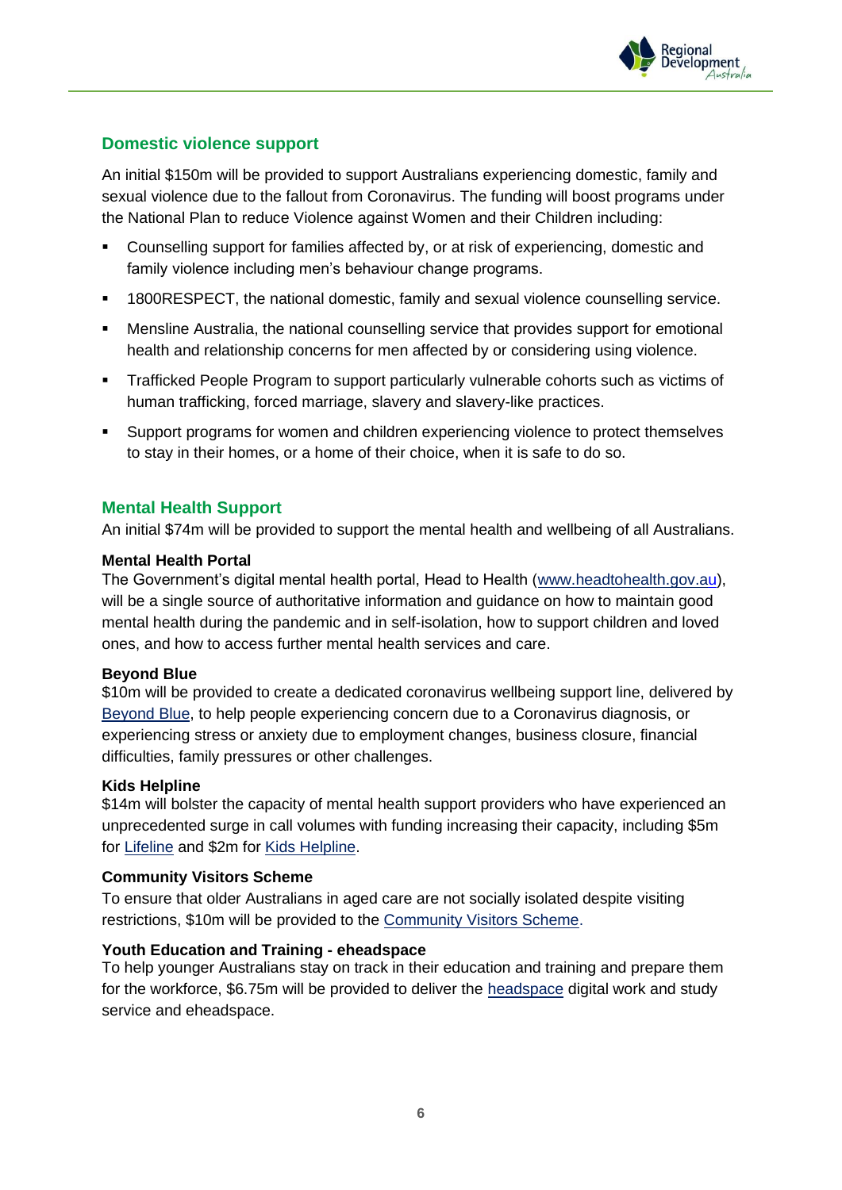## Domestic violence support

An initial $150m will be provided to support Australians experiencing domestic, family and sexual violence due to the fallout from Coronavirus. The funding will boost programs under the National Plan to reduce Violence against Women and their Children including:

- Counselling support for families affected by, or at risk of experiencing, domestic and family violence including men's behaviour change programs.
- 1800RESPECT, the national domestic, family and sexual violence counselling service.
- Mensline Australia, the national counselling service that provides support for emotional health and relationship concerns for men affected by or considering using violence.
- Trafficked People Program to support particularly vulnerable cohorts such as victims of human trafficking, forced marriage, slavery and slavery-like practices.
- Support programs for women and children experiencing violence to protect themselves to stay in their homes, or a home of their choice, when it is safe to do so.

## Mental Health Support

An initial $74m will be provided to support the mental health and wellbeing of all Australians.

**Mental Health Portal**

The Government's digital mental health portal, Head to Health (www.headtohealth.gov.au), will be a single source of authoritative information and guidance on how to maintain good mental health during the pandemic and in self-isolation, how to support children and loved ones, and how to access further mental health services and care.

**Beyond Blue**

$10m will be provided to create a dedicated coronavirus wellbeing support line, delivered by Beyond Blue, to help people experiencing concern due to a Coronavirus diagnosis, or experiencing stress or anxiety due to employment changes, business closure, financial difficulties, family pressures or other challenges.

**Kids Helpline**

$14m will bolster the capacity of mental health support providers who have experienced an unprecedented surge in call volumes with funding increasing their capacity, including $5m for Lifeline and $2m for Kids Helpline.

**Community Visitors Scheme**

To ensure that older Australians in aged care are not socially isolated despite visiting restrictions, $10m will be provided to the Community Visitors Scheme.

**Youth Education and Training - eheadspace**

To help younger Australians stay on track in their education and training and prepare them for the workforce, $6.75m will be provided to deliver the headspace digital work and study service and eheadspace.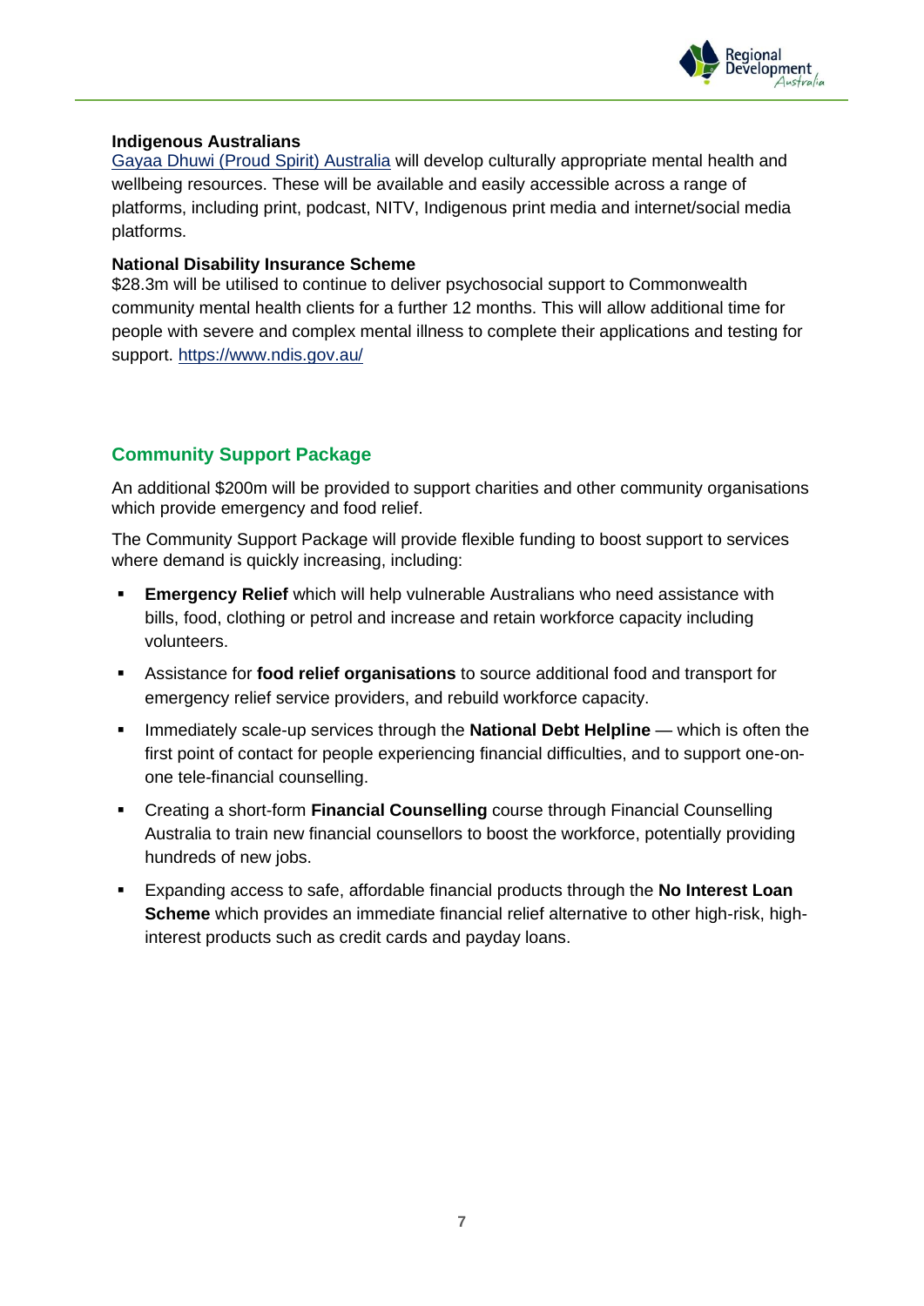**Indigenous Australians**

[Gayaa Dhuwi (Proud Spirit) Australia](Gayaa Dhuwi (Proud Spirit) Australia) will develop culturally appropriate mental health and wellbeing resources. These will be available and easily accessible across a range of platforms, including print, podcast, NITV, Indigenous print media and internet/social media platforms.

**National Disability Insurance Scheme**

$28.3m will be utilised to continue to deliver psychosocial support to Commonwealth community mental health clients for a further 12 months. This will allow additional time for people with severe and complex mental illness to complete their applications and testing for support. https://www.ndis.gov.au/

## Community Support Package

An additional $200m will be provided to support charities and other community organisations which provide emergency and food relief.

The Community Support Package will provide flexible funding to boost support to services where demand is quickly increasing, including:

- **Emergency Relief** which will help vulnerable Australians who need assistance with bills, food, clothing or petrol and increase and retain workforce capacity including volunteers.
- Assistance for **food relief organisations** to source additional food and transport for emergency relief service providers, and rebuild workforce capacity.
- Immediately scale-up services through the **National Debt Helpline** — which is often the first point of contact for people experiencing financial difficulties, and to support one-on-one tele-financial counselling.
- Creating a short-form **Financial Counselling** course through Financial Counselling Australia to train new financial counsellors to boost the workforce, potentially providing hundreds of new jobs.
- Expanding access to safe, affordable financial products through the **No Interest Loan Scheme** which provides an immediate financial relief alternative to other high-risk, high-interest products such as credit cards and payday loans.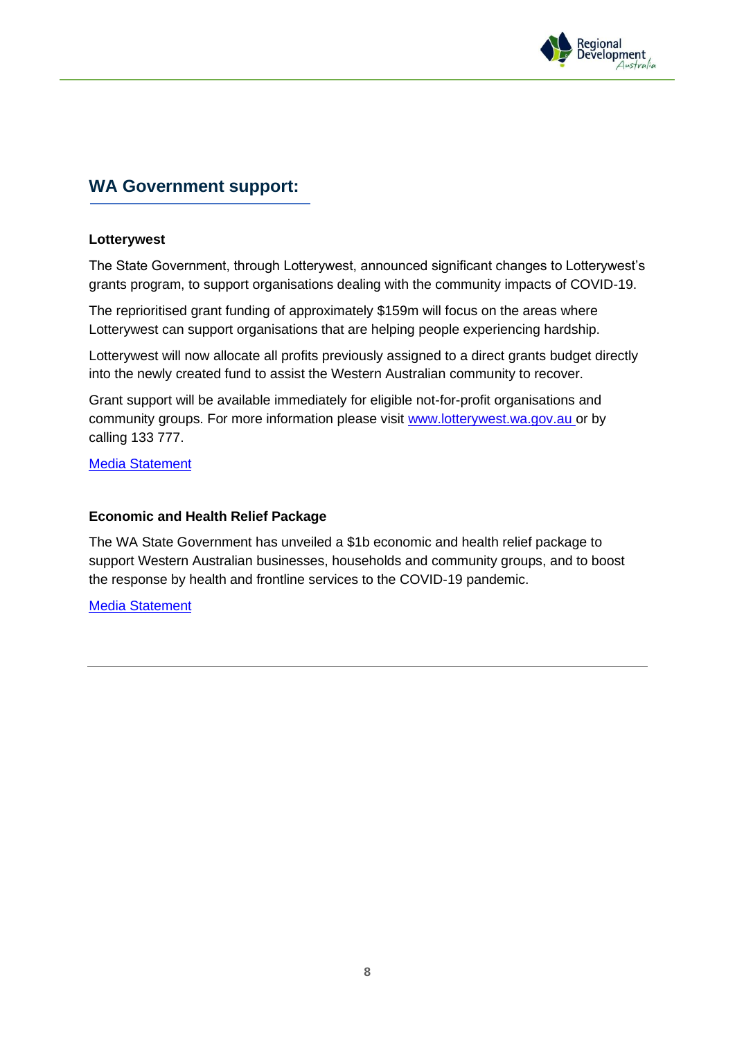## WA Government support:

**Lotterywest**

The State Government, through Lotterywest, announced significant changes to Lotterywest's grants program, to support organisations dealing with the community impacts of COVID-19.

The reprioritised grant funding of approximately $159m will focus on the areas where Lotterywest can support organisations that are helping people experiencing hardship.

Lotterywest will now allocate all profits previously assigned to a direct grants budget directly into the newly created fund to assist the Western Australian community to recover.

Grant support will be available immediately for eligible not-for-profit organisations and community groups. For more information please visit www.lotterywest.wa.gov.au or by calling 133 777.

Media Statement

**Economic and Health Relief Package**

The WA State Government has unveiled a $1b economic and health relief package to support Western Australian businesses, households and community groups, and to boost the response by health and frontline services to the COVID-19 pandemic.

Media Statement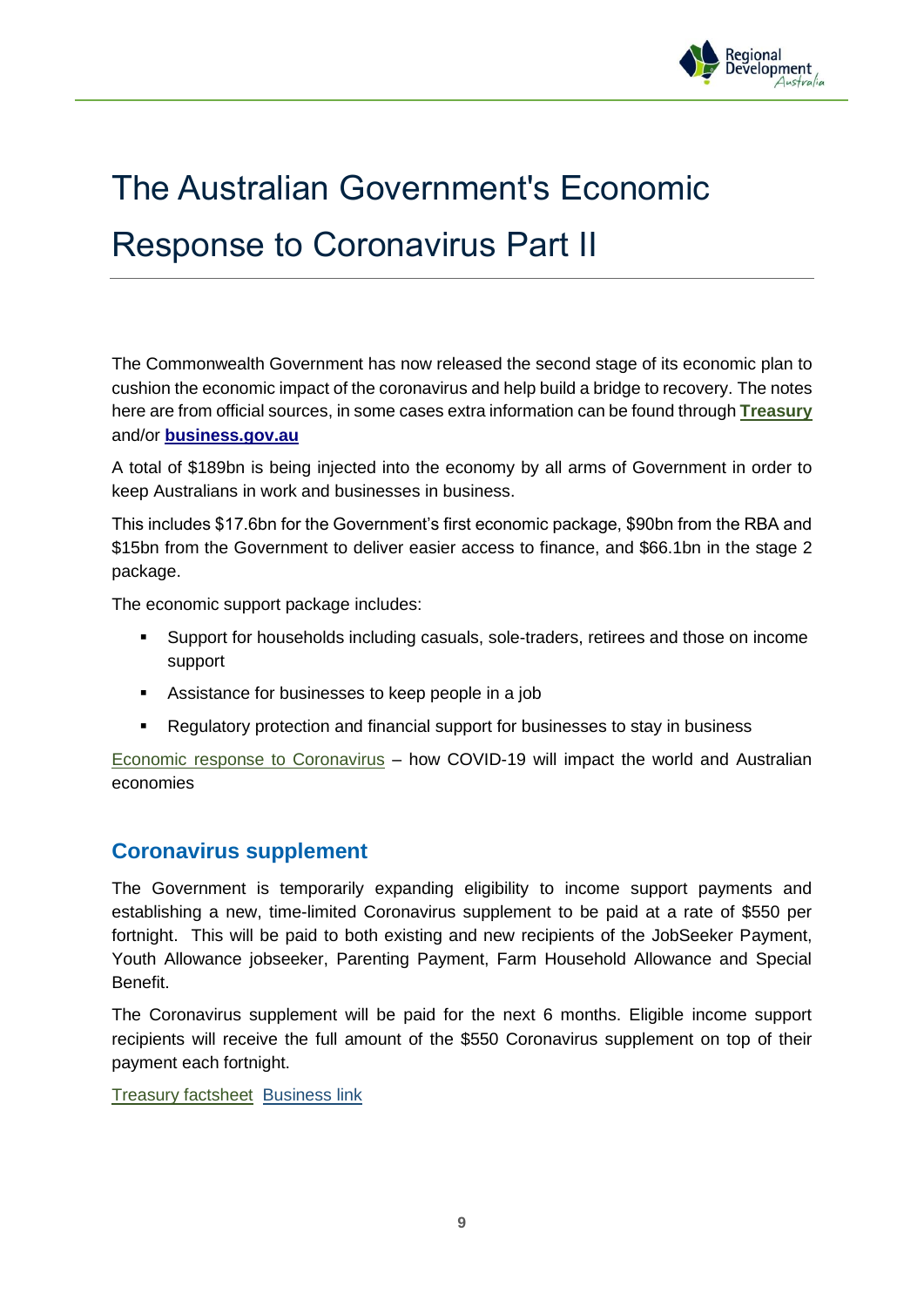# The Australian Government's Economic Response to Coronavirus Part II

The Commonwealth Government has now released the second stage of its economic plan to cushion the economic impact of the coronavirus and help build a bridge to recovery. The notes here are from official sources, in some cases extra information can be found through **Treasury** and/or **business.gov.au**

A total of $189bn is being injected into the economy by all arms of Government in order to keep Australians in work and businesses in business.

This includes $17.6bn for the Government's first economic package, $90bn from the RBA and $15bn from the Government to deliver easier access to finance, and $66.1bn in the stage 2 package.

The economic support package includes:

- Support for households including casuals, sole-traders, retirees and those on income support
- Assistance for businesses to keep people in a job
- Regulatory protection and financial support for businesses to stay in business

Economic response to Coronavirus – how COVID-19 will impact the world and Australian economies

## Coronavirus supplement

The Government is temporarily expanding eligibility to income support payments and establishing a new, time-limited Coronavirus supplement to be paid at a rate of $550 per fortnight. This will be paid to both existing and new recipients of the JobSeeker Payment, Youth Allowance jobseeker, Parenting Payment, Farm Household Allowance and Special Benefit.

The Coronavirus supplement will be paid for the next 6 months. Eligible income support recipients will receive the full amount of the $550 Coronavirus supplement on top of their payment each fortnight.

Treasury factsheet Business link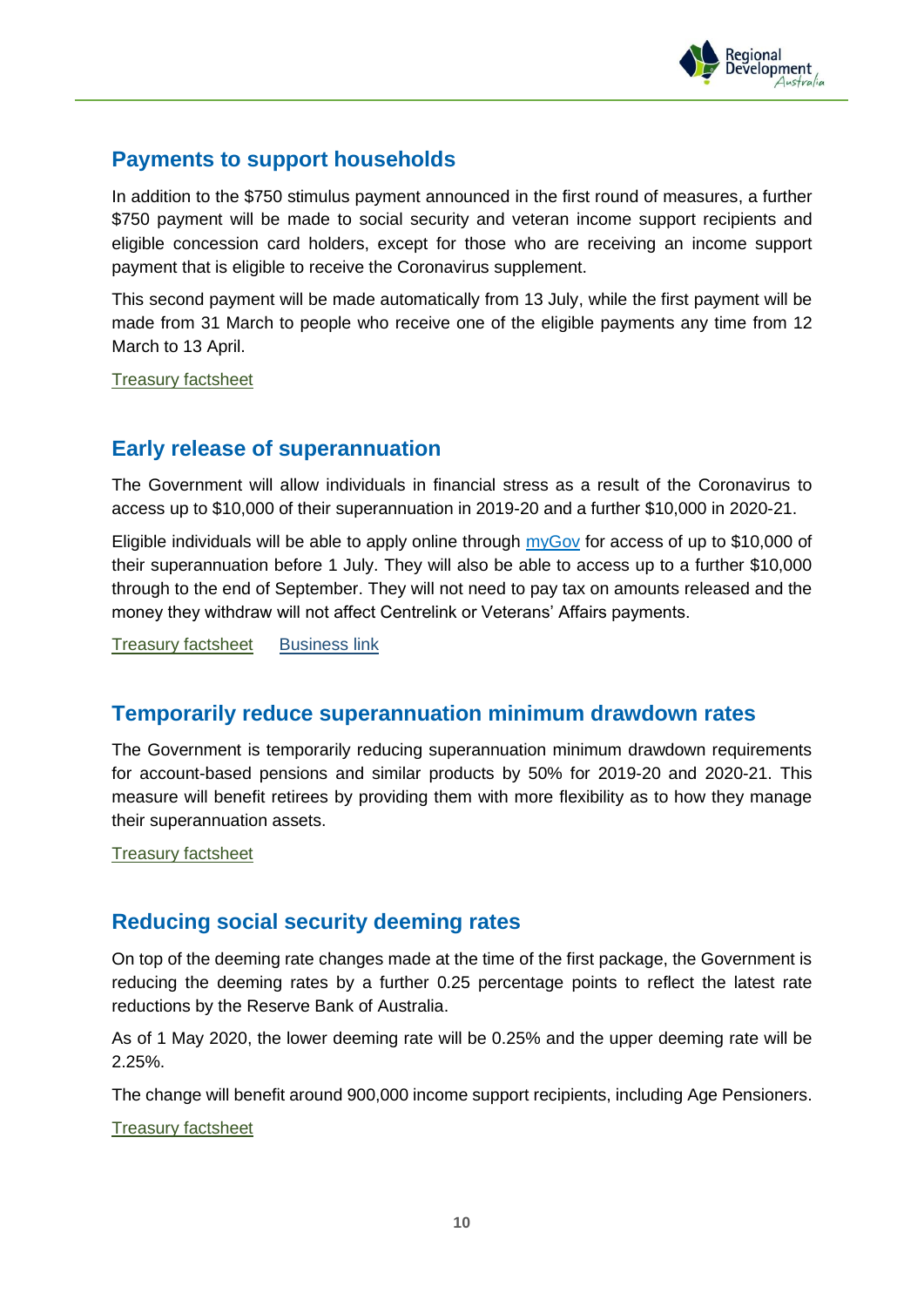## Payments to support households

In addition to the $750 stimulus payment announced in the first round of measures, a further $750 payment will be made to social security and veteran income support recipients and eligible concession card holders, except for those who are receiving an income support payment that is eligible to receive the Coronavirus supplement.

This second payment will be made automatically from 13 July, while the first payment will be made from 31 March to people who receive one of the eligible payments any time from 12 March to 13 April.

Treasury factsheet

## Early release of superannuation

The Government will allow individuals in financial stress as a result of the Coronavirus to access up to $10,000 of their superannuation in 2019-20 and a further $10,000 in 2020-21.

Eligible individuals will be able to apply online through myGov for access of up to $10,000 of their superannuation before 1 July. They will also be able to access up to a further $10,000 through to the end of September. They will not need to pay tax on amounts released and the money they withdraw will not affect Centrelink or Veterans' Affairs payments.

Treasury factsheet     Business link

## Temporarily reduce superannuation minimum drawdown rates

The Government is temporarily reducing superannuation minimum drawdown requirements for account-based pensions and similar products by 50% for 2019-20 and 2020-21. This measure will benefit retirees by providing them with more flexibility as to how they manage their superannuation assets.

Treasury factsheet

## Reducing social security deeming rates

On top of the deeming rate changes made at the time of the first package, the Government is reducing the deeming rates by a further 0.25 percentage points to reflect the latest rate reductions by the Reserve Bank of Australia.

As of 1 May 2020, the lower deeming rate will be 0.25% and the upper deeming rate will be 2.25%.

The change will benefit around 900,000 income support recipients, including Age Pensioners.

Treasury factsheet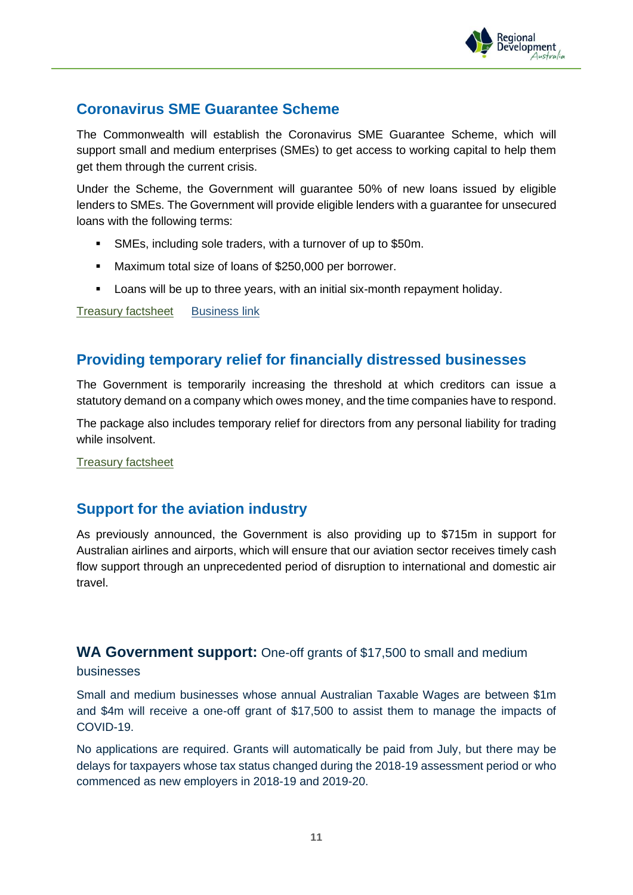## Coronavirus SME Guarantee Scheme

The Commonwealth will establish the Coronavirus SME Guarantee Scheme, which will support small and medium enterprises (SMEs) to get access to working capital to help them get them through the current crisis.

Under the Scheme, the Government will guarantee 50% of new loans issued by eligible lenders to SMEs. The Government will provide eligible lenders with a guarantee for unsecured loans with the following terms:

- SMEs, including sole traders, with a turnover of up to $50m.
- Maximum total size of loans of $250,000 per borrower.
- Loans will be up to three years, with an initial six-month repayment holiday.

Treasury factsheet    Business link

## Providing temporary relief for financially distressed businesses

The Government is temporarily increasing the threshold at which creditors can issue a statutory demand on a company which owes money, and the time companies have to respond.

The package also includes temporary relief for directors from any personal liability for trading while insolvent.

Treasury factsheet

## Support for the aviation industry

As previously announced, the Government is also providing up to $715m in support for Australian airlines and airports, which will ensure that our aviation sector receives timely cash flow support through an unprecedented period of disruption to international and domestic air travel.

## **WA Government support:** One-off grants of $17,500 to small and medium businesses

Small and medium businesses whose annual Australian Taxable Wages are between $1m and $4m will receive a one-off grant of $17,500 to assist them to manage the impacts of COVID-19.

No applications are required. Grants will automatically be paid from July, but there may be delays for taxpayers whose tax status changed during the 2018-19 assessment period or who commenced as new employers in 2018-19 and 2019-20.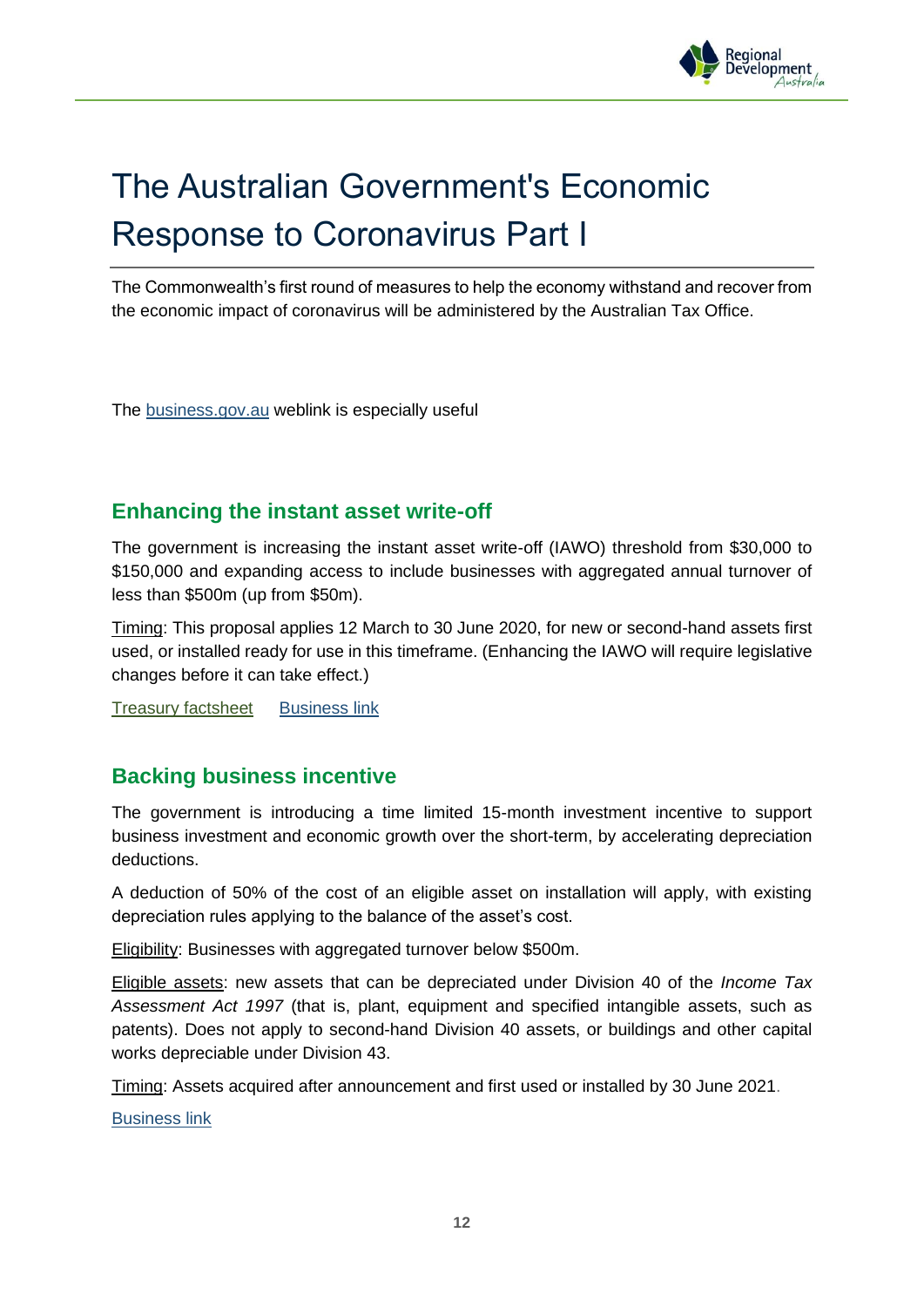# The Australian Government's Economic Response to Coronavirus Part I

The Commonwealth's first round of measures to help the economy withstand and recover from the economic impact of coronavirus will be administered by the Australian Tax Office.

The business.gov.au weblink is especially useful

## Enhancing the instant asset write-off

The government is increasing the instant asset write-off (IAWO) threshold from $30,000 to $150,000 and expanding access to include businesses with aggregated annual turnover of less than $500m (up from $50m).

Timing: This proposal applies 12 March to 30 June 2020, for new or second-hand assets first used, or installed ready for use in this timeframe. (Enhancing the IAWO will require legislative changes before it can take effect.)

Treasury factsheet    Business link

## Backing business incentive

The government is introducing a time limited 15-month investment incentive to support business investment and economic growth over the short-term, by accelerating depreciation deductions.

A deduction of 50% of the cost of an eligible asset on installation will apply, with existing depreciation rules applying to the balance of the asset's cost.

Eligibility: Businesses with aggregated turnover below $500m.

Eligible assets: new assets that can be depreciated under Division 40 of the *Income Tax Assessment Act 1997* (that is, plant, equipment and specified intangible assets, such as patents). Does not apply to second-hand Division 40 assets, or buildings and other capital works depreciable under Division 43.

Timing: Assets acquired after announcement and first used or installed by 30 June 2021.

Business link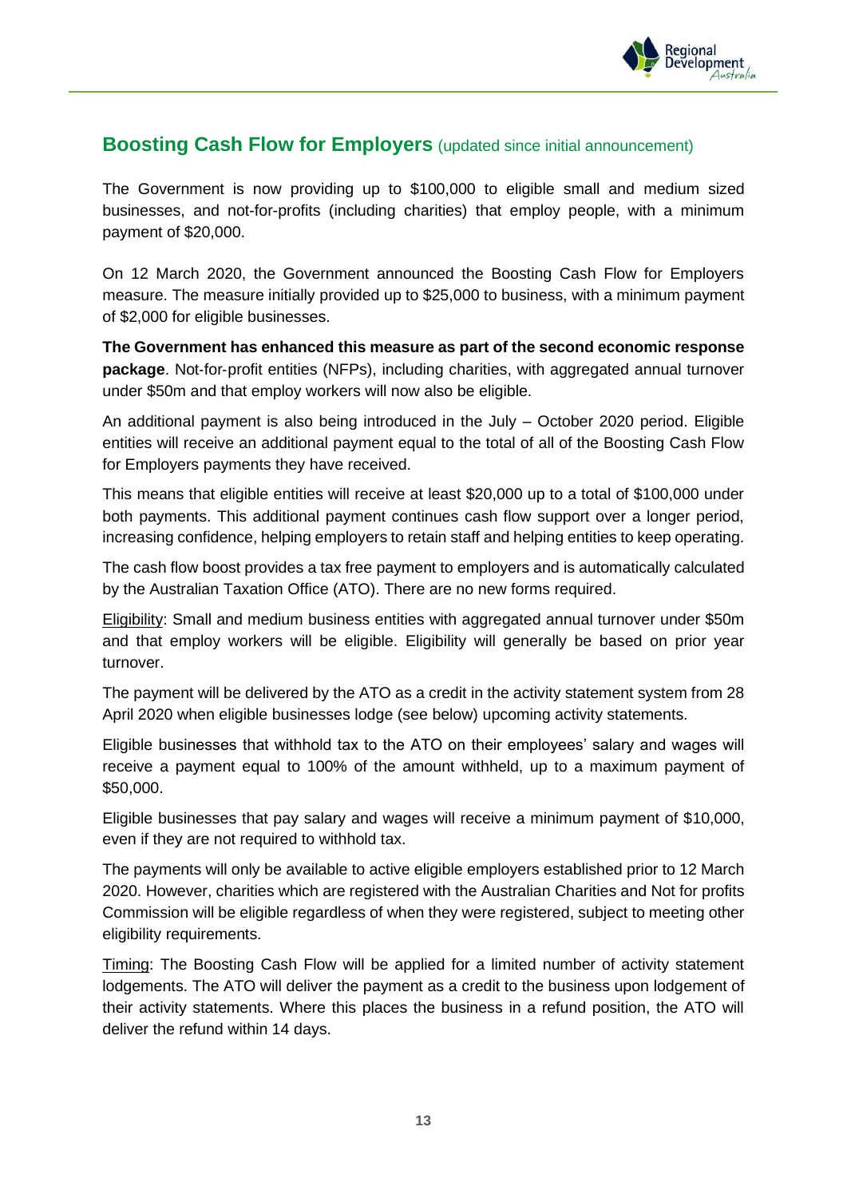## **Boosting Cash Flow for Employers** (updated since initial announcement)

The Government is now providing up to $100,000 to eligible small and medium sized businesses, and not-for-profits (including charities) that employ people, with a minimum payment of $20,000.

On 12 March 2020, the Government announced the Boosting Cash Flow for Employers measure. The measure initially provided up to $25,000 to business, with a minimum payment of $2,000 for eligible businesses.

**The Government has enhanced this measure as part of the second economic response package**. Not-for-profit entities (NFPs), including charities, with aggregated annual turnover under $50m and that employ workers will now also be eligible.

An additional payment is also being introduced in the July – October 2020 period. Eligible entities will receive an additional payment equal to the total of all of the Boosting Cash Flow for Employers payments they have received.

This means that eligible entities will receive at least $20,000 up to a total of $100,000 under both payments. This additional payment continues cash flow support over a longer period, increasing confidence, helping employers to retain staff and helping entities to keep operating.

The cash flow boost provides a tax free payment to employers and is automatically calculated by the Australian Taxation Office (ATO). There are no new forms required.

<u>Eligibility</u>: Small and medium business entities with aggregated annual turnover under $50m and that employ workers will be eligible. Eligibility will generally be based on prior year turnover.

The payment will be delivered by the ATO as a credit in the activity statement system from 28 April 2020 when eligible businesses lodge (see below) upcoming activity statements.

Eligible businesses that withhold tax to the ATO on their employees' salary and wages will receive a payment equal to 100% of the amount withheld, up to a maximum payment of $50,000.

Eligible businesses that pay salary and wages will receive a minimum payment of $10,000, even if they are not required to withhold tax.

The payments will only be available to active eligible employers established prior to 12 March 2020. However, charities which are registered with the Australian Charities and Not for profits Commission will be eligible regardless of when they were registered, subject to meeting other eligibility requirements.

<u>Timing</u>: The Boosting Cash Flow will be applied for a limited number of activity statement lodgements. The ATO will deliver the payment as a credit to the business upon lodgement of their activity statements. Where this places the business in a refund position, the ATO will deliver the refund within 14 days.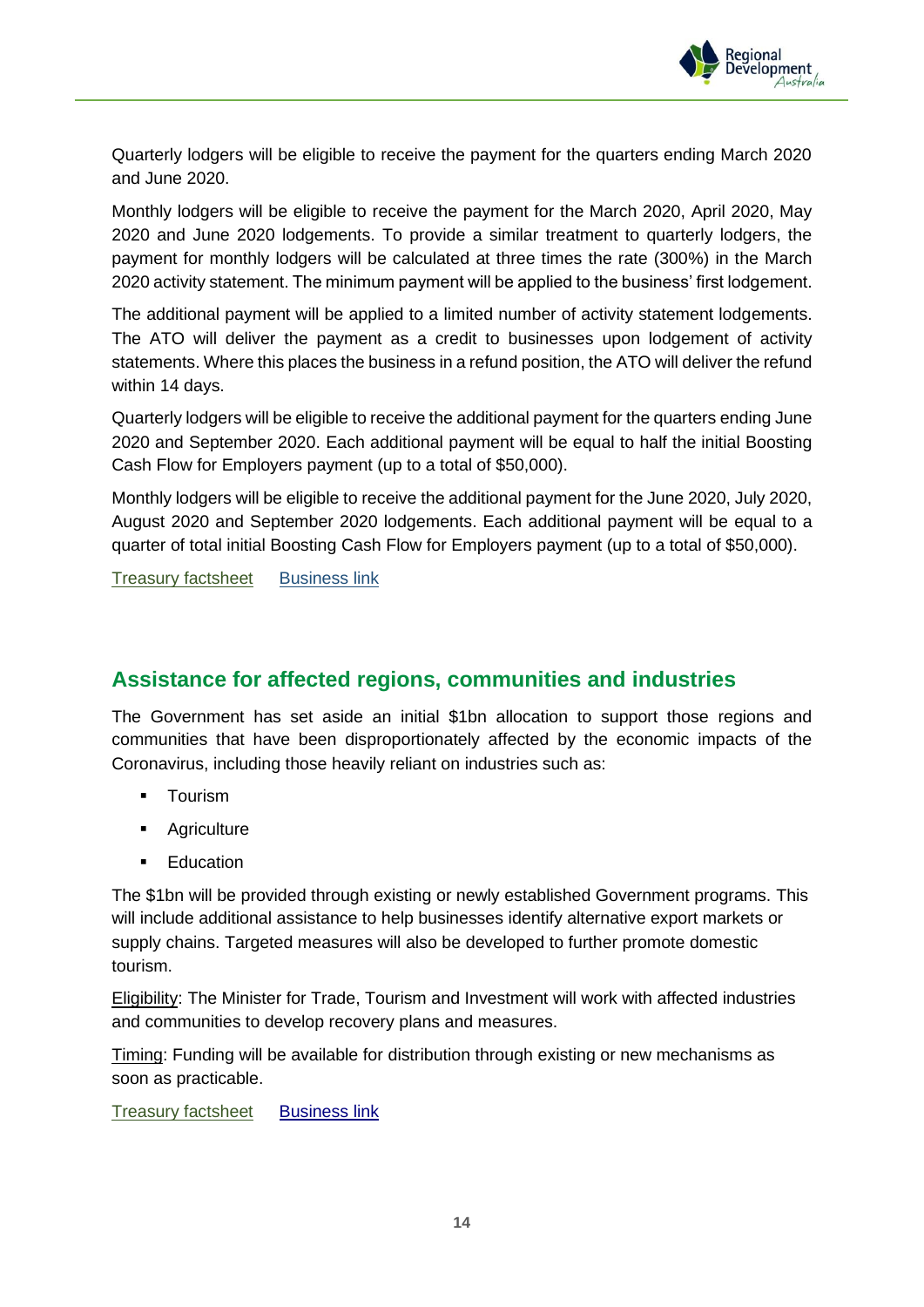Quarterly lodgers will be eligible to receive the payment for the quarters ending March 2020 and June 2020.

Monthly lodgers will be eligible to receive the payment for the March 2020, April 2020, May 2020 and June 2020 lodgements. To provide a similar treatment to quarterly lodgers, the payment for monthly lodgers will be calculated at three times the rate (300%) in the March 2020 activity statement. The minimum payment will be applied to the business' first lodgement.

The additional payment will be applied to a limited number of activity statement lodgements. The ATO will deliver the payment as a credit to businesses upon lodgement of activity statements. Where this places the business in a refund position, the ATO will deliver the refund within 14 days.

Quarterly lodgers will be eligible to receive the additional payment for the quarters ending June 2020 and September 2020. Each additional payment will be equal to half the initial Boosting Cash Flow for Employers payment (up to a total of $50,000).

Monthly lodgers will be eligible to receive the additional payment for the June 2020, July 2020, August 2020 and September 2020 lodgements. Each additional payment will be equal to a quarter of total initial Boosting Cash Flow for Employers payment (up to a total of $50,000).

Treasury factsheet     Business link

## Assistance for affected regions, communities and industries

The Government has set aside an initial $1bn allocation to support those regions and communities that have been disproportionately affected by the economic impacts of the Coronavirus, including those heavily reliant on industries such as:

- Tourism
- Agriculture
- Education

The $1bn will be provided through existing or newly established Government programs. This will include additional assistance to help businesses identify alternative export markets or supply chains. Targeted measures will also be developed to further promote domestic tourism.

Eligibility: The Minister for Trade, Tourism and Investment will work with affected industries and communities to develop recovery plans and measures.

Timing: Funding will be available for distribution through existing or new mechanisms as soon as practicable.

Treasury factsheet     Business link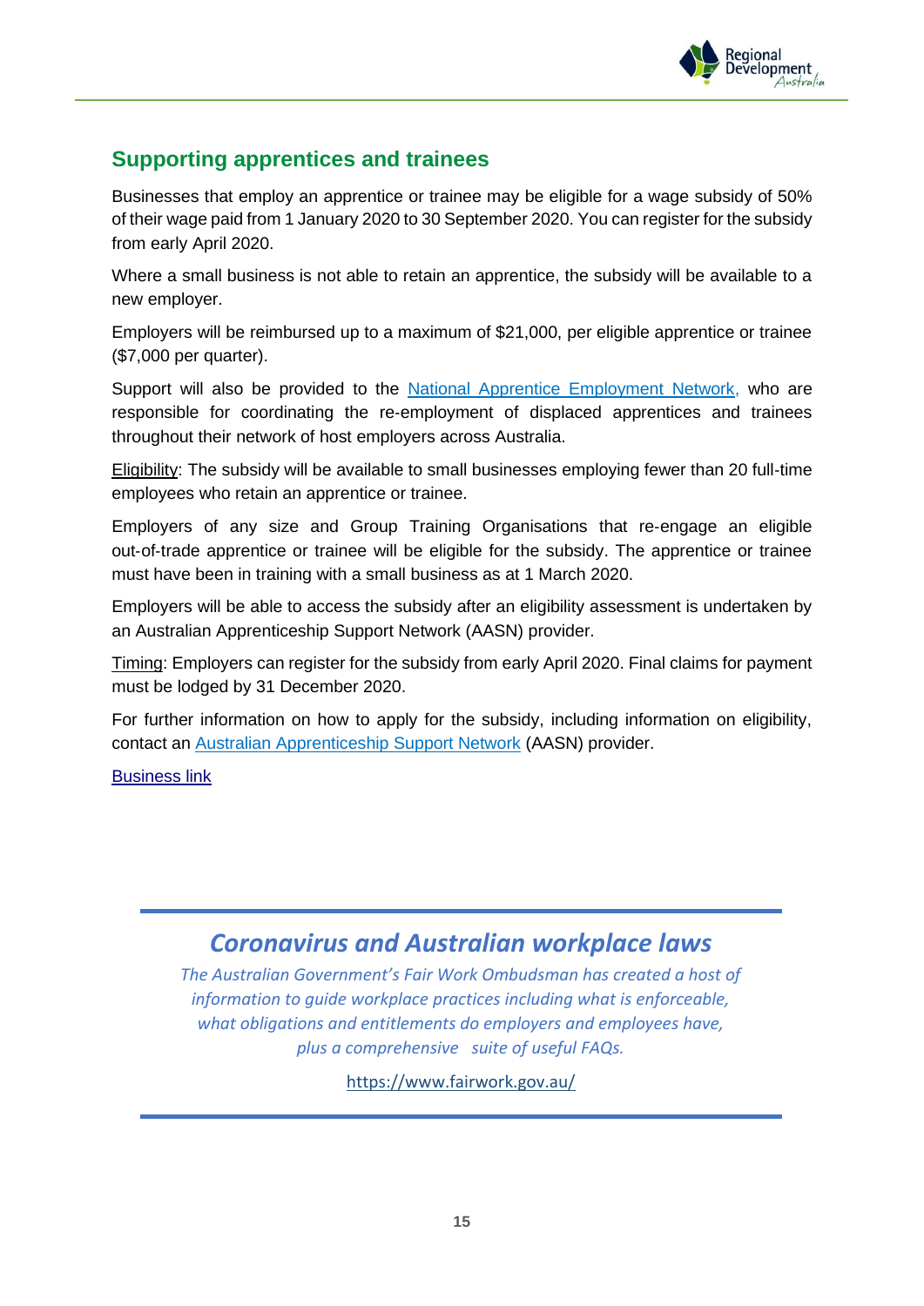## Supporting apprentices and trainees

Businesses that employ an apprentice or trainee may be eligible for a wage subsidy of 50% of their wage paid from 1 January 2020 to 30 September 2020. You can register for the subsidy from early April 2020.

Where a small business is not able to retain an apprentice, the subsidy will be available to a new employer.

Employers will be reimbursed up to a maximum of $21,000, per eligible apprentice or trainee ($7,000 per quarter).

Support will also be provided to the National Apprentice Employment Network, who are responsible for coordinating the re-employment of displaced apprentices and trainees throughout their network of host employers across Australia.

Eligibility: The subsidy will be available to small businesses employing fewer than 20 full-time employees who retain an apprentice or trainee.

Employers of any size and Group Training Organisations that re-engage an eligible out-of-trade apprentice or trainee will be eligible for the subsidy. The apprentice or trainee must have been in training with a small business as at 1 March 2020.

Employers will be able to access the subsidy after an eligibility assessment is undertaken by an Australian Apprenticeship Support Network (AASN) provider.

Timing: Employers can register for the subsidy from early April 2020. Final claims for payment must be lodged by 31 December 2020.

For further information on how to apply for the subsidy, including information on eligibility, contact an Australian Apprenticeship Support Network (AASN) provider.

Business link

---

### *Coronavirus and Australian workplace laws*

*The Australian Government's Fair Work Ombudsman has created a host of information to guide workplace practices including what is enforceable, what obligations and entitlements do employers and employees have, plus a comprehensive suite of useful FAQs.*

https://www.fairwork.gov.au/

---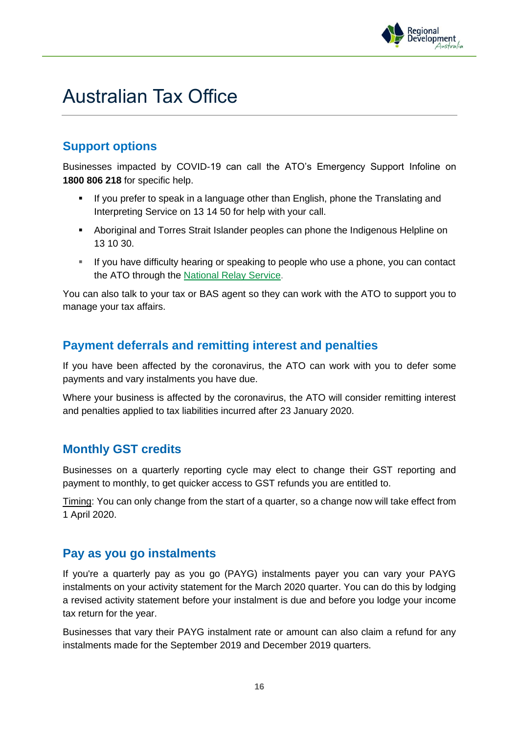# Australian Tax Office

## Support options

Businesses impacted by COVID-19 can call the ATO's Emergency Support Infoline on **1800 806 218** for specific help.

- If you prefer to speak in a language other than English, phone the Translating and Interpreting Service on 13 14 50 for help with your call.
- Aboriginal and Torres Strait Islander peoples can phone the Indigenous Helpline on 13 10 30.
- If you have difficulty hearing or speaking to people who use a phone, you can contact the ATO through the National Relay Service.

You can also talk to your tax or BAS agent so they can work with the ATO to support you to manage your tax affairs.

## Payment deferrals and remitting interest and penalties

If you have been affected by the coronavirus, the ATO can work with you to defer some payments and vary instalments you have due.

Where your business is affected by the coronavirus, the ATO will consider remitting interest and penalties applied to tax liabilities incurred after 23 January 2020.

## Monthly GST credits

Businesses on a quarterly reporting cycle may elect to change their GST reporting and payment to monthly, to get quicker access to GST refunds you are entitled to.

Timing: You can only change from the start of a quarter, so a change now will take effect from 1 April 2020.

## Pay as you go instalments

If you're a quarterly pay as you go (PAYG) instalments payer you can vary your PAYG instalments on your activity statement for the March 2020 quarter. You can do this by lodging a revised activity statement before your instalment is due and before you lodge your income tax return for the year.

Businesses that vary their PAYG instalment rate or amount can also claim a refund for any instalments made for the September 2019 and December 2019 quarters.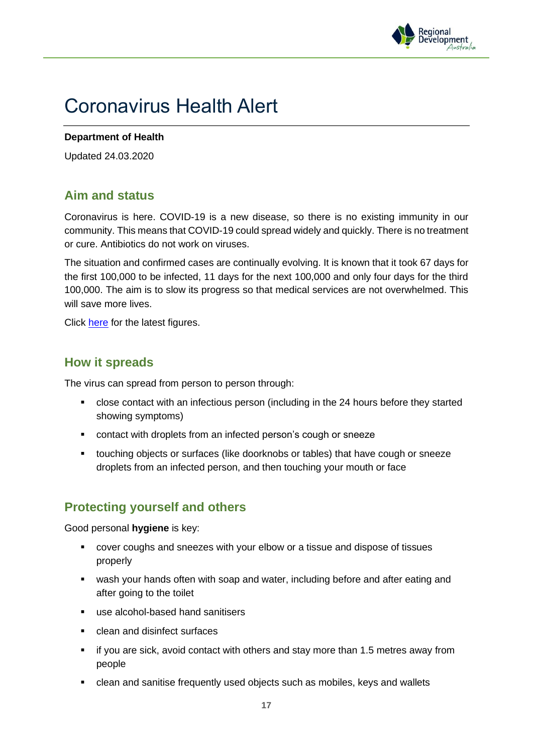# Coronavirus Health Alert

**Department of Health**

Updated 24.03.2020

## Aim and status

Coronavirus is here. COVID-19 is a new disease, so there is no existing immunity in our community. This means that COVID-19 could spread widely and quickly. There is no treatment or cure. Antibiotics do not work on viruses.

The situation and confirmed cases are continually evolving. It is known that it took 67 days for the first 100,000 to be infected, 11 days for the next 100,000 and only four days for the third 100,000. The aim is to slow its progress so that medical services are not overwhelmed. This will save more lives.

Click here for the latest figures.

## How it spreads

The virus can spread from person to person through:

- close contact with an infectious person (including in the 24 hours before they started showing symptoms)
- contact with droplets from an infected person's cough or sneeze
- touching objects or surfaces (like doorknobs or tables) that have cough or sneeze droplets from an infected person, and then touching your mouth or face

## Protecting yourself and others

Good personal **hygiene** is key:

- cover coughs and sneezes with your elbow or a tissue and dispose of tissues properly
- wash your hands often with soap and water, including before and after eating and after going to the toilet
- use alcohol-based hand sanitisers
- clean and disinfect surfaces
- if you are sick, avoid contact with others and stay more than 1.5 metres away from people
- clean and sanitise frequently used objects such as mobiles, keys and wallets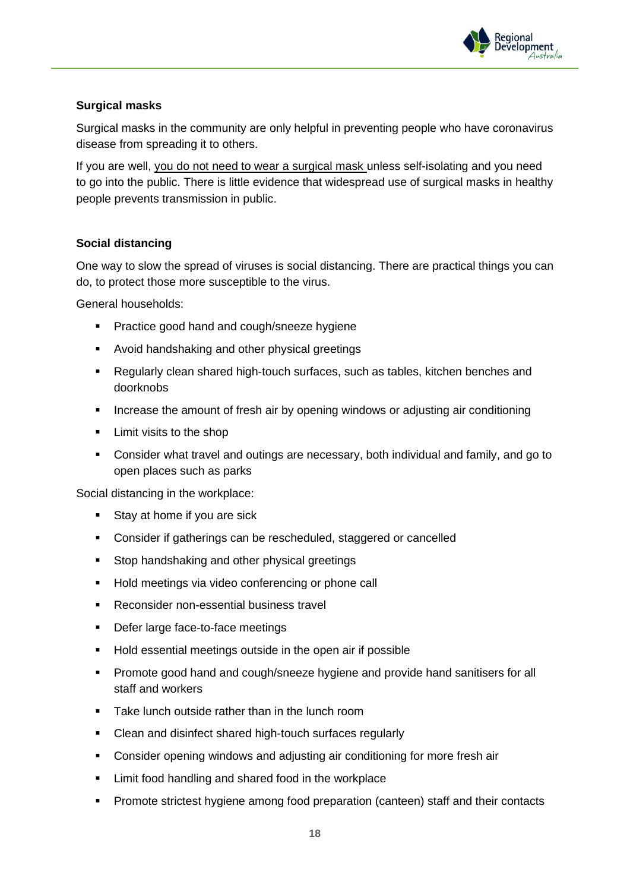**Surgical masks**

Surgical masks in the community are only helpful in preventing people who have coronavirus disease from spreading it to others.

If you are well, you do not need to wear a surgical mask unless self-isolating and you need to go into the public. There is little evidence that widespread use of surgical masks in healthy people prevents transmission in public.

**Social distancing**

One way to slow the spread of viruses is social distancing. There are practical things you can do, to protect those more susceptible to the virus.

General households:

- Practice good hand and cough/sneeze hygiene
- Avoid handshaking and other physical greetings
- Regularly clean shared high-touch surfaces, such as tables, kitchen benches and doorknobs
- Increase the amount of fresh air by opening windows or adjusting air conditioning
- Limit visits to the shop
- Consider what travel and outings are necessary, both individual and family, and go to open places such as parks

Social distancing in the workplace:

- Stay at home if you are sick
- Consider if gatherings can be rescheduled, staggered or cancelled
- Stop handshaking and other physical greetings
- Hold meetings via video conferencing or phone call
- Reconsider non-essential business travel
- Defer large face-to-face meetings
- Hold essential meetings outside in the open air if possible
- Promote good hand and cough/sneeze hygiene and provide hand sanitisers for all staff and workers
- Take lunch outside rather than in the lunch room
- Clean and disinfect shared high-touch surfaces regularly
- Consider opening windows and adjusting air conditioning for more fresh air
- Limit food handling and shared food in the workplace
- Promote strictest hygiene among food preparation (canteen) staff and their contacts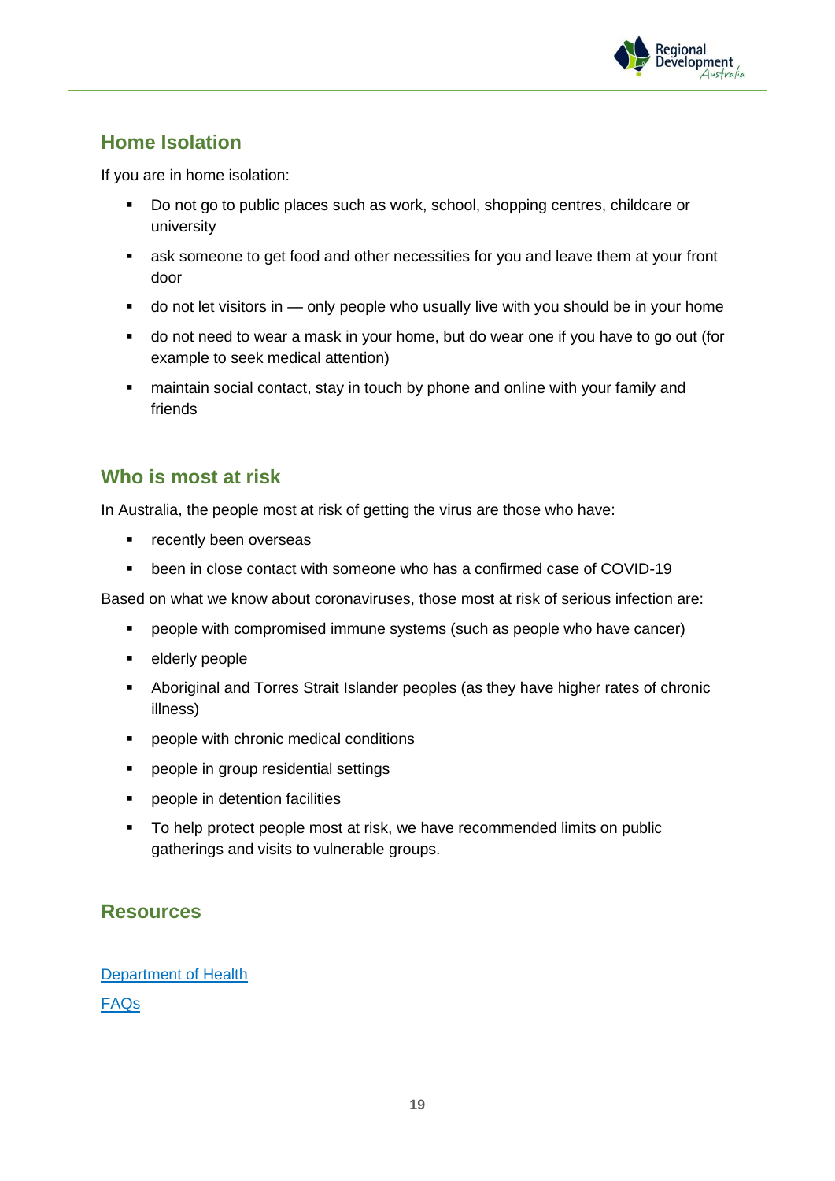## Home Isolation

If you are in home isolation:

- Do not go to public places such as work, school, shopping centres, childcare or university
- ask someone to get food and other necessities for you and leave them at your front door
- do not let visitors in — only people who usually live with you should be in your home
- do not need to wear a mask in your home, but do wear one if you have to go out (for example to seek medical attention)
- maintain social contact, stay in touch by phone and online with your family and friends

## Who is most at risk

In Australia, the people most at risk of getting the virus are those who have:

- recently been overseas
- been in close contact with someone who has a confirmed case of COVID-19

Based on what we know about coronaviruses, those most at risk of serious infection are:

- people with compromised immune systems (such as people who have cancer)
- elderly people
- Aboriginal and Torres Strait Islander peoples (as they have higher rates of chronic illness)
- people with chronic medical conditions
- people in group residential settings
- people in detention facilities
- To help protect people most at risk, we have recommended limits on public gatherings and visits to vulnerable groups.

## Resources

Department of Health

FAQs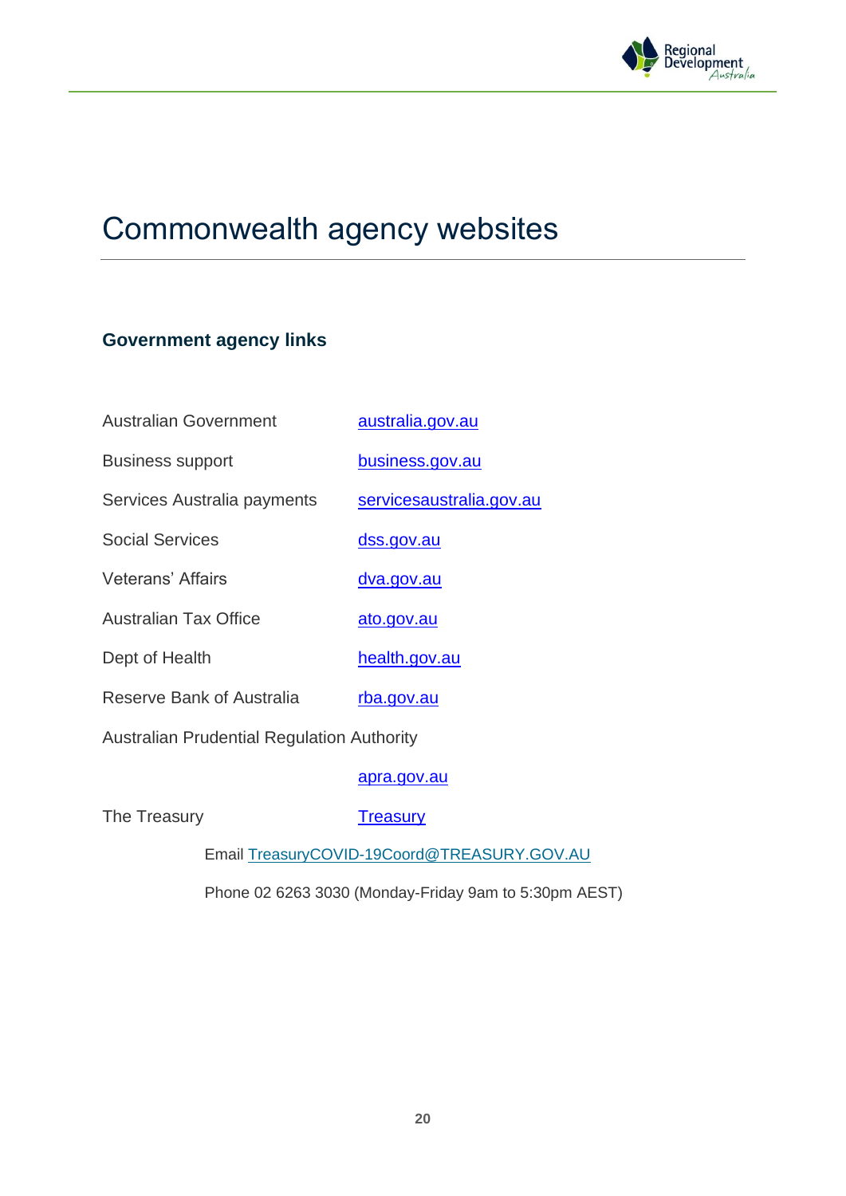# Commonwealth agency websites

### Government agency links

| | |
|---|---|
| Australian Government | australia.gov.au |
| Business support | business.gov.au |
| Services Australia payments | servicesaustralia.gov.au |
| Social Services | dss.gov.au |
| Veterans' Affairs | dva.gov.au |
| Australian Tax Office | ato.gov.au |
| Dept of Health | health.gov.au |
| Reserve Bank of Australia | rba.gov.au |
| Australian Prudential Regulation Authority | apra.gov.au |
| The Treasury | Treasury |

Email TreasuryCOVID-19Coord@TREASURY.GOV.AU

Phone 02 6263 3030 (Monday-Friday 9am to 5:30pm AEST)